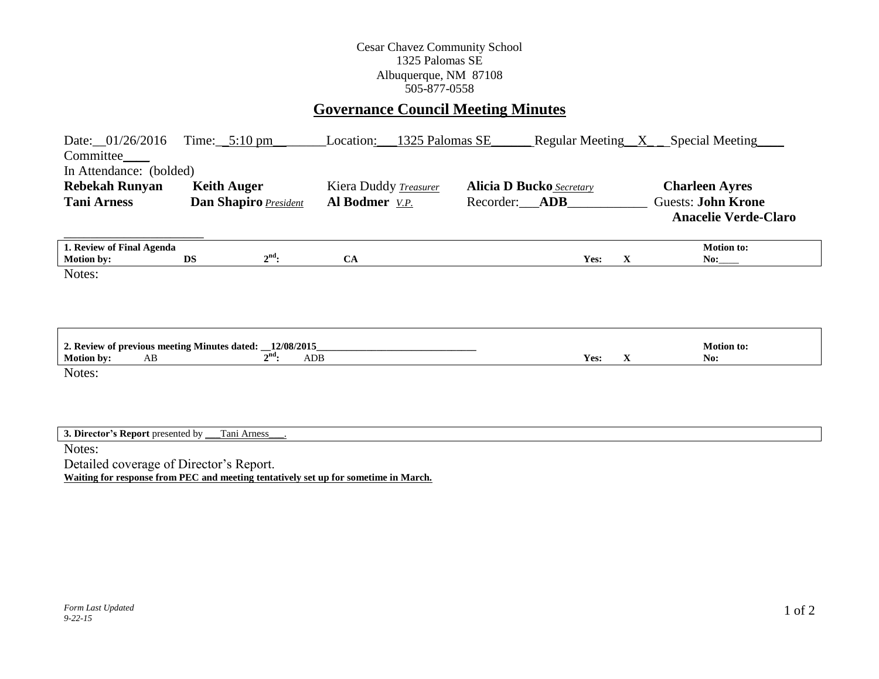Cesar Chavez Community School
1325 Palomas SE
Albuquerque, NM 87108
505-877-0558

# Governance Council Meeting Minutes

Date: 01/26/2016 Time: 5:10 pm Location: 1325 Palomas SE Regular Meeting X Special Meeting ____
Committee ____

In Attendance: (bolded)

| | | | | |
|---|---|---|---|---|
| **Rebekah Runyan** | **Keith Auger** | Kiera Duddy *Treasurer* | **Alicia D Bucko** *Secretary* | **Charleen Ayres** |
| **Tani Arness** | **Dan Shapiro** *President* | **Al Bodmer** *V.P.* | Recorder: **ADB** | Guests: **John Krone**, **Anacelie Verde-Claro** |

| **1. Review of Final Agenda** | | | | | **Motion to:** |
|---|---|---|---|---|---|
| **Motion by:** | **DS** | **2nd:** | **CA** | **Yes: X** | **No:** ____ |

Notes:

| **2. Review of previous meeting Minutes dated: 12/08/2015** | | | | | **Motion to:** |
|---|---|---|---|---|---|
| **Motion by:** | AB | **2nd:** | ADB | **Yes: X** | **No:** |

Notes:

**3. Director's Report** presented by Tani Arness.

Notes:

Detailed coverage of Director's Report.

**Waiting for response from PEC and meeting tentatively set up for sometime in March.**

*Form Last Updated 9-22-15*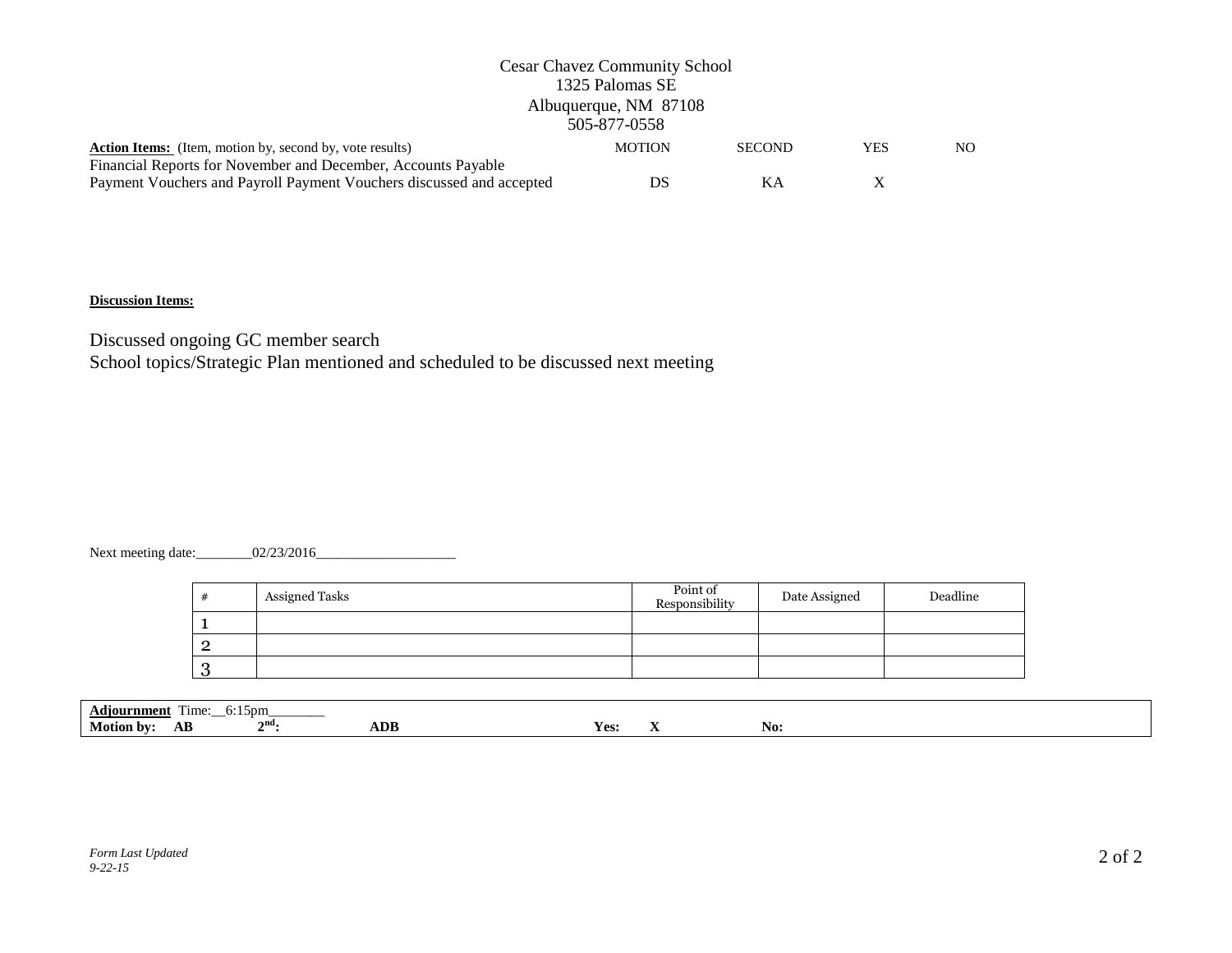Cesar Chavez Community School
1325 Palomas SE
Albuquerque, NM 87108
505-877-0558

| **Action Items:** (Item, motion by, second by, vote results) | MOTION | SECOND | YES | NO |
|---|---|---|---|---|
| Financial Reports for November and December, Accounts Payable Payment Vouchers and Payroll Payment Vouchers discussed and accepted | DS | KA | X | |

**Discussion Items:**

Discussed ongoing GC member search
School topics/Strategic Plan mentioned and scheduled to be discussed next meeting

Next meeting date:________02/23/2016____________________

| # | Assigned Tasks | Point of Responsibility | Date Assigned | Deadline |
|---|---|---|---|---|
| 1 | | | | |
| 2 | | | | |
| 3 | | | | |

| | | | | | | | |
|---|---|---|---|---|---|---|---|
| **Adjournment** Time:__6:15pm________ | | | | | | | |
| **Motion by:** | **AB** | **2nd:** | **ADB** | **Yes:** | **X** | **No:** | |

*Form Last Updated*
*9-22-15*